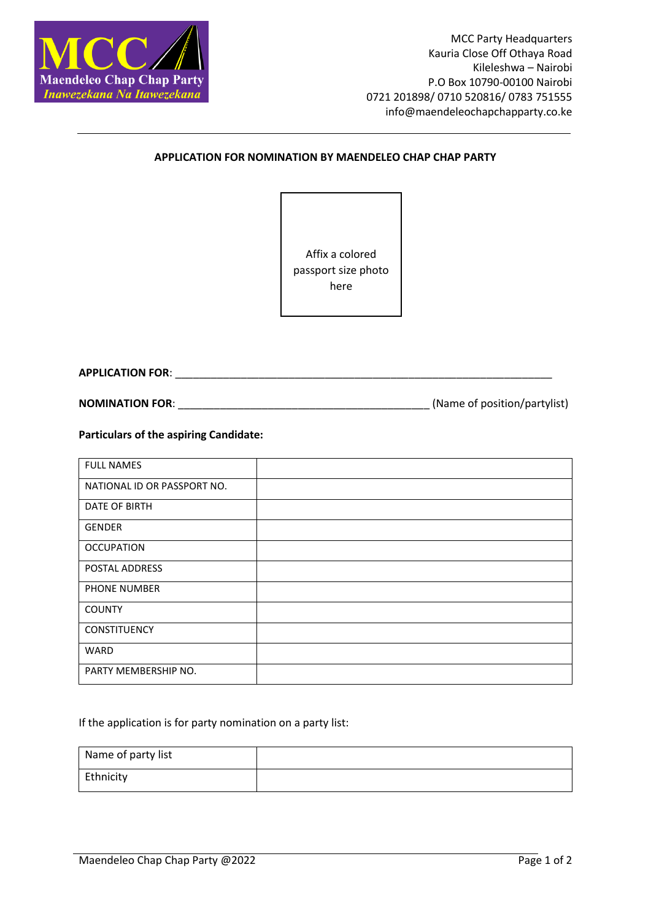MCC
Maendeleo Chap Chap Party
*Inawezekana Na Itawezekana*

MCC Party Headquarters
Kauria Close Off Othaya Road
Kileleshwa – Nairobi
P.O Box 10790-00100 Nairobi
0721 201898/ 0710 520816/ 0783 751555
info@maendeleochapchapparty.co.ke

## APPLICATION FOR NOMINATION BY MAENDELEO CHAP CHAP PARTY

Affix a colored passport size photo here

**APPLICATION FOR**: ______________________________________________________________

**NOMINATION FOR**: __________________________________________ (Name of position/partylist)

**Particulars of the aspiring Candidate:**

| FULL NAMES | |
|---|---|
| NATIONAL ID OR PASSPORT NO. | |
| DATE OF BIRTH | |
| GENDER | |
| OCCUPATION | |
| POSTAL ADDRESS | |
| PHONE NUMBER | |
| COUNTY | |
| CONSTITUENCY | |
| WARD | |
| PARTY MEMBERSHIP NO. | |

If the application is for party nomination on a party list:

| Name of party list | |
|---|---|
| Ethnicity | |

Maendeleo Chap Chap Party @2022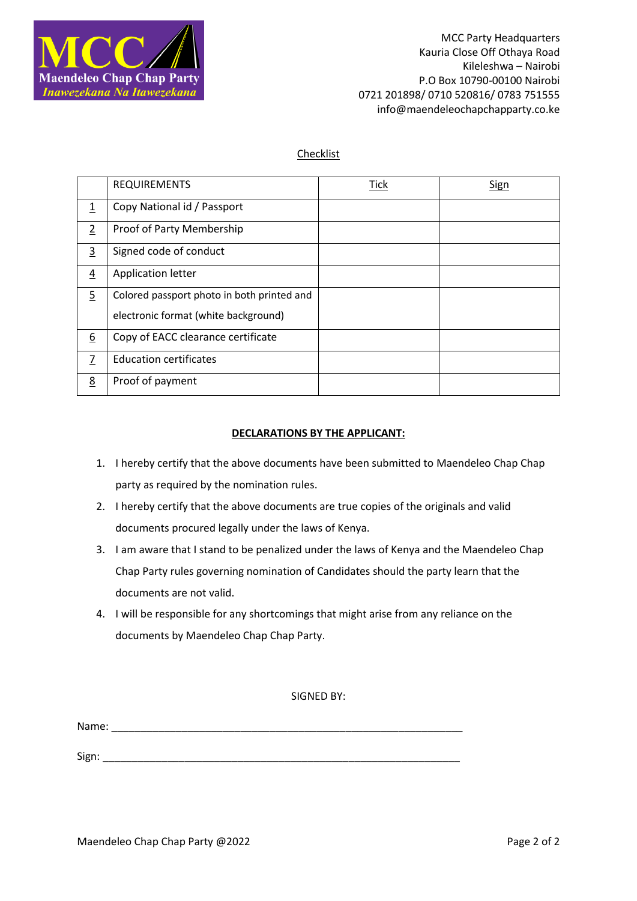MCC
Maendeleo Chap Chap Party
*Inawezekana Na Itawezekana*

MCC Party Headquarters
Kauria Close Off Othaya Road
Kileleshwa – Nairobi
P.O Box 10790-00100 Nairobi
0721 201898/ 0710 520816/ 0783 751555
info@maendeleochapchapparty.co.ke

Checklist

| | REQUIREMENTS | Tick | Sign |
|---|---|---|---|
| 1 | Copy National id / Passport | | |
| 2 | Proof of Party Membership | | |
| 3 | Signed code of conduct | | |
| 4 | Application letter | | |
| 5 | Colored passport photo in both printed and electronic format (white background) | | |
| 6 | Copy of EACC clearance certificate | | |
| 7 | Education certificates | | |
| 8 | Proof of payment | | |

**DECLARATIONS BY THE APPLICANT:**

1. I hereby certify that the above documents have been submitted to Maendeleo Chap Chap party as required by the nomination rules.
2. I hereby certify that the above documents are true copies of the originals and valid documents procured legally under the laws of Kenya.
3. I am aware that I stand to be penalized under the laws of Kenya and the Maendeleo Chap Chap Party rules governing nomination of Candidates should the party learn that the documents are not valid.
4. I will be responsible for any shortcomings that might arise from any reliance on the documents by Maendeleo Chap Chap Party.

SIGNED BY:

Name: ____________________________________________________________

Sign: _____________________________________________________________

Maendeleo Chap Chap Party @2022